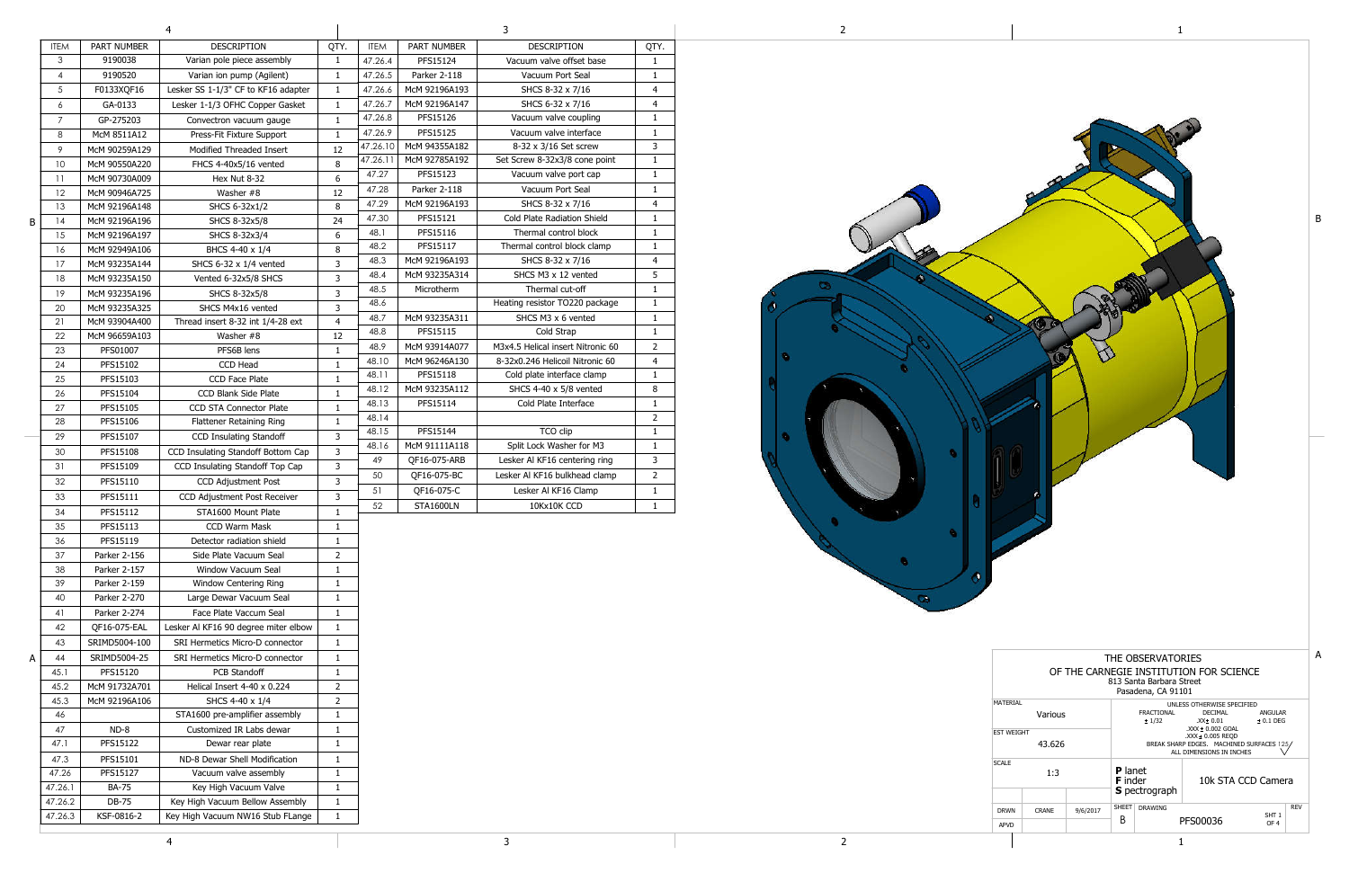| ITEM | PART NUMBER | DESCRIPTION | QTY. |
|---|---|---|---|
| 3 | 9190038 | Varian pole piece assembly | 1 |
| 4 | 9190520 | Varian ion pump (Agilent) | 1 |
| 5 | F0133XQF16 | Lesker SS 1-1/3" CF to KF16 adapter | 1 |
| 6 | GA-0133 | Lesker 1-1/3 OFHC Copper Gasket | 1 |
| 7 | GP-275203 | Convectron vacuum gauge | 1 |
| 8 | McM 8511A12 | Press-Fit Fixture Support | 1 |
| 9 | McM 90259A129 | Modified Threaded Insert | 12 |
| 10 | McM 90550A220 | FHCS 4-40x5/16 vented | 8 |
| 11 | McM 90730A009 | Hex Nut 8-32 | 6 |
| 12 | McM 90946A725 | Washer #8 | 12 |
| 13 | McM 92196A148 | SHCS 6-32x1/2 | 8 |
| 14 | McM 92196A196 | SHCS 8-32x5/8 | 24 |
| 15 | McM 92196A197 | SHCS 8-32x3/4 | 6 |
| 16 | McM 92949A106 | BHCS 4-40 x 1/4 | 8 |
| 17 | McM 93235A144 | SHCS 6-32 x 1/4 vented | 3 |
| 18 | McM 93235A150 | Vented 6-32x5/8 SHCS | 3 |
| 19 | McM 93235A196 | SHCS 8-32x5/8 | 3 |
| 20 | McM 93235A325 | SHCS M4x16 vented | 3 |
| 21 | McM 93904A400 | Thread insert 8-32 int 1/4-28 ext | 4 |
| 22 | McM 96659A103 | Washer #8 | 12 |
| 23 | PFS01007 | PFS6B lens | 1 |
| 24 | PFS15102 | CCD Head | 1 |
| 25 | PFS15103 | CCD Face Plate | 1 |
| 26 | PFS15104 | CCD Blank Side Plate | 1 |
| 27 | PFS15105 | CCD STA Connector Plate | 1 |
| 28 | PFS15106 | Flattener Retaining Ring | 1 |
| 29 | PFS15107 | CCD Insulating Standoff | 3 |
| 30 | PFS15108 | CCD Insulating Standoff Bottom Cap | 3 |
| 31 | PFS15109 | CCD Insulating Standoff Top Cap | 3 |
| 32 | PFS15110 | CCD Adjustment Post | 3 |
| 33 | PFS15111 | CCD Adjustment Post Receiver | 3 |
| 34 | PFS15112 | STA1600 Mount Plate | 1 |
| 35 | PFS15113 | CCD Warm Mask | 1 |
| 36 | PFS15119 | Detector radiation shield | 1 |
| 37 | Parker 2-156 | Side Plate Vacuum Seal | 2 |
| 38 | Parker 2-157 | Window Vacuum Seal | 1 |
| 39 | Parker 2-159 | Window Centering Ring | 1 |
| 40 | Parker 2-270 | Large Dewar Vacuum Seal | 1 |
| 41 | Parker 2-274 | Face Plate Vaccum Seal | 1 |
| 42 | QF16-075-EAL | Lesker Al KF16 90 degree miter elbow | 1 |
| 43 | SRIMD5004-100 | SRI Hermetics Micro-D connector | 1 |
| 44 | SRIMD5004-25 | SRI Hermetics Micro-D connector | 1 |
| 45.1 | PFS15120 | PCB Standoff | 1 |
| 45.2 | McM 91732A701 | Helical Insert 4-40 x 0.224 | 2 |
| 45.3 | McM 92196A106 | SHCS 4-40 x 1/4 | 2 |
| 46 | | STA1600 pre-amplifier assembly | 1 |
| 47 | ND-8 | Customized IR Labs dewar | 1 |
| 47.1 | PFS15122 | Dewar rear plate | 1 |
| 47.3 | PFS15101 | ND-8 Dewar Shell Modification | 1 |
| 47.26 | PFS15127 | Vacuum valve assembly | 1 |
| 47.26.1 | BA-75 | Key High Vacuum Valve | 1 |
| 47.26.2 | DB-75 | Key High Vacuum Bellow Assembly | 1 |
| 47.26.3 | KSF-0816-2 | Key High Vacuum NW16 Stub FLange | 1 |
| 47.26.4 | PFS15124 | Vacuum valve offset base | 1 |
| 47.26.5 | Parker 2-118 | Vacuum Port Seal | 1 |
| 47.26.6 | McM 92196A193 | SHCS 8-32 x 7/16 | 4 |
| 47.26.7 | McM 92196A147 | SHCS 6-32 x 7/16 | 4 |
| 47.26.8 | PFS15126 | Vacuum valve coupling | 1 |
| 47.26.9 | PFS15125 | Vacuum valve interface | 1 |
| 47.26.10 | McM 94355A182 | 8-32 x 3/16 Set screw | 3 |
| 47.26.11 | McM 92785A192 | Set Screw 8-32x3/8 cone point | 1 |
| 47.27 | PFS15123 | Vacuum valve port cap | 1 |
| 47.28 | Parker 2-118 | Vacuum Port Seal | 1 |
| 47.29 | McM 92196A193 | SHCS 8-32 x 7/16 | 4 |
| 47.30 | PFS15121 | Cold Plate Radiation Shield | 1 |
| 48.1 | PFS15116 | Thermal control block | 1 |
| 48.2 | PFS15117 | Thermal control block clamp | 1 |
| 48.3 | McM 92196A193 | SHCS 8-32 x 7/16 | 4 |
| 48.4 | McM 93235A314 | SHCS M3 x 12 vented | 5 |
| 48.5 | Microtherm | Thermal cut-off | 1 |
| 48.6 | | Heating resistor TO220 package | 1 |
| 48.7 | McM 93235A311 | SHCS M3 x 6 vented | 1 |
| 48.8 | PFS15115 | Cold Strap | 1 |
| 48.9 | McM 93914A077 | M3x4.5 Helical insert Nitronic 60 | 2 |
| 48.10 | McM 96246A130 | 8-32x0.246 Helicoil Nitronic 60 | 4 |
| 48.11 | PFS15118 | Cold plate interface clamp | 1 |
| 48.12 | McM 93235A112 | SHCS 4-40 x 5/8 vented | 8 |
| 48.13 | PFS15114 | Cold Plate Interface | 1 |
| 48.14 | | | 2 |
| 48.15 | PFS15144 | TCO clip | 1 |
| 48.16 | McM 91111A118 | Split Lock Washer for M3 | 1 |
| 49 | QF16-075-ARB | Lesker Al KF16 centering ring | 3 |
| 50 | QF16-075-BC | Lesker Al KF16 bulkhead clamp | 2 |
| 51 | QF16-075-C | Lesker Al KF16 Clamp | 1 |
| 52 | STA1600LN | 10Kx10K CCD | 1 |

THE OBSERVATORIES
OF THE CARNEGIE INSTITUTION FOR SCIENCE
813 Santa Barbara Street
Pasadena, CA 91101

| | |
|---|---|
| MATERIAL | Various |
| EST WEIGHT | 43.626 |
| SCALE | 1:3 |
| DRWN | CRANE 9/6/2017 |
| APVD | |

UNLESS OTHERWISE SPECIFIED
FRACTIONAL ± 1/32 | DECIMAL .XX ± 0.01, .XXX ± 0.002 GOAL, .XXX ± 0.005 REQD | ANGULAR ± 0.1 DEG
BREAK SHARP EDGES. MACHINED SURFACES 125
ALL DIMENSIONS IN INCHES

**P**lanet **F**inder **S**pectrograph — 10k STA CCD Camera

SHEET B | DRAWING PFS00036 | SHT 1 OF 4 | REV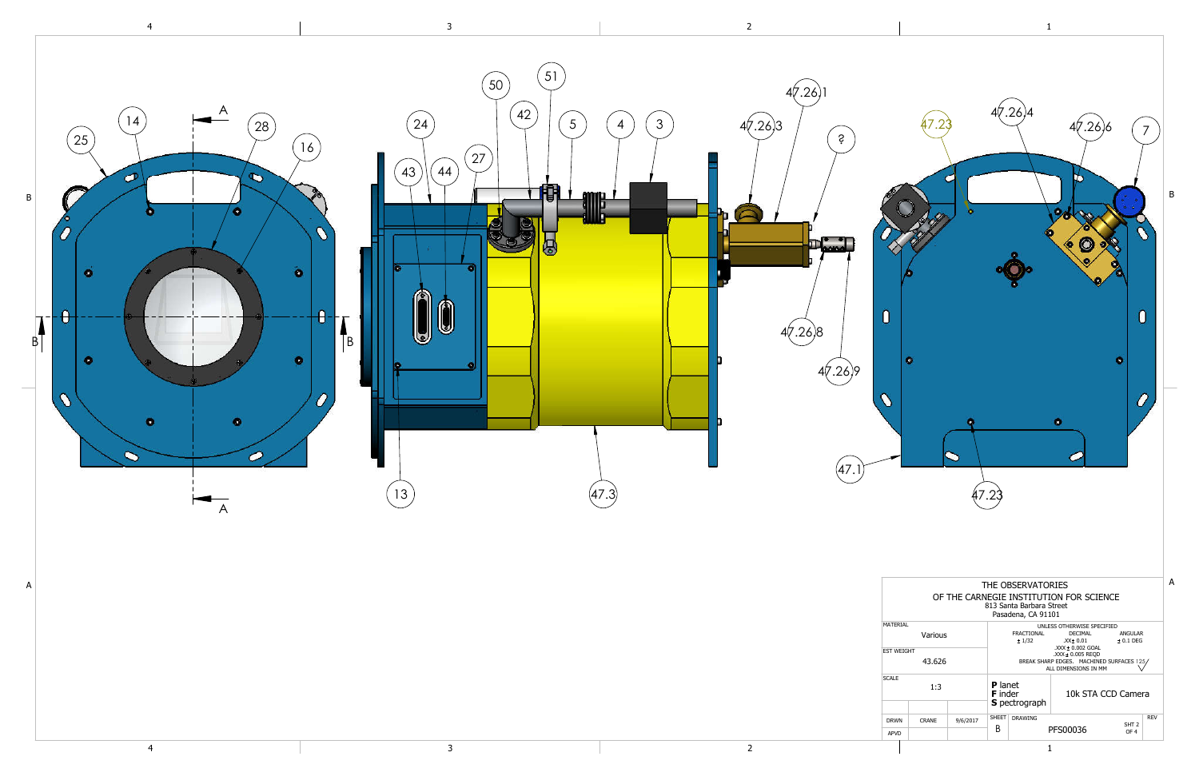| THE OBSERVATORIES OF THE CARNEGIE INSTITUTION FOR SCIENCE 813 Santa Barbara Street Pasadena, CA 91101 | | | |
|---|---|---|---|
| MATERIAL: Various | UNLESS OTHERWISE SPECIFIED: FRACTIONAL ± 1/32; DECIMAL .XX ± 0.01, .XXX ± 0.002 GOAL, .XXX ± 0.005 REQD; ANGULAR ± 0.1 DEG; BREAK SHARP EDGES. MACHINED SURFACES 125; ALL DIMENSIONS IN MM | | |
| EST WEIGHT: 43.626 | | | |
| SCALE: 1:3 | **P** lanet **F** inder **S** pectrograph | 10k STA CCD Camera | |
| DRWN: CRANE, 9/6/2017 | SHEET: B | DRAWING: PFS00036 | SHT 2 OF 4 |
| APVD | | | REV |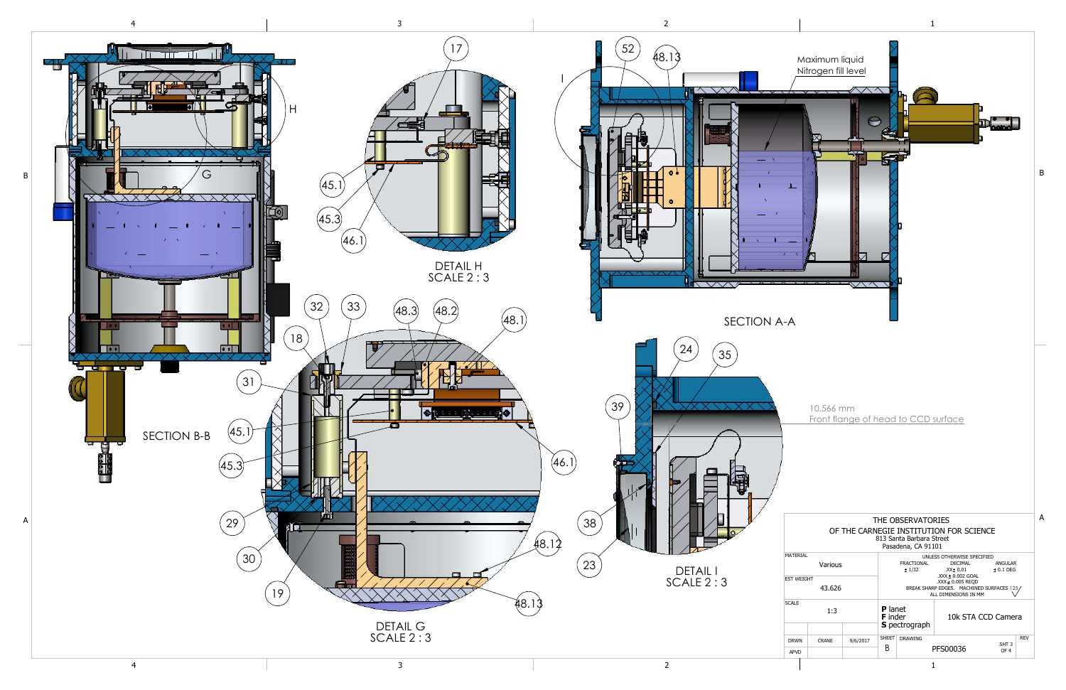SECTION B-B

DETAIL H
SCALE 2 : 3

SECTION A-A

Maximum liquid Nitrogen fill level

DETAIL G
SCALE 2 : 3

DETAIL I
SCALE 2 : 3

10.566 mm
Front flange of head to CCD surface

17, 45.1, 45.3, 46.1, 52, 48.13, I, H, G, 32, 33, 48.3, 48.2, 48.1, 18, 31, 45.1, 45.3, 46.1, 29, 30, 19, 48.12, 48.13, 24, 35, 39, 38, 23

| THE OBSERVATORIES OF THE CARNEGIE INSTITUTION FOR SCIENCE<br>813 Santa Barbara Street<br>Pasadena, CA 91101 | | | | |
|---|---|---|---|---|
| MATERIAL: Various | UNLESS OTHERWISE SPECIFIED<br>FRACTIONAL ± 1/32<br>DECIMAL .XX ± 0.01, .XXX ± 0.002 GOAL, .XXX ± 0.005 REQD<br>ANGULAR ± 0.1 DEG<br>BREAK SHARP EDGES. MACHINED SURFACES 125<br>ALL DIMENSIONS IN MM | | | |
| EST WEIGHT: 43.626 | | | | |
| SCALE: 1:3 | **P** lanet **F** inder **S** pectrograph | 10k STA CCD Camera | | |
| DRWN: CRANE, 9/6/2017 | SHEET: B | DRAWING: PFS00036 | SHT 3 OF 4 | REV |
| APVD | | | | |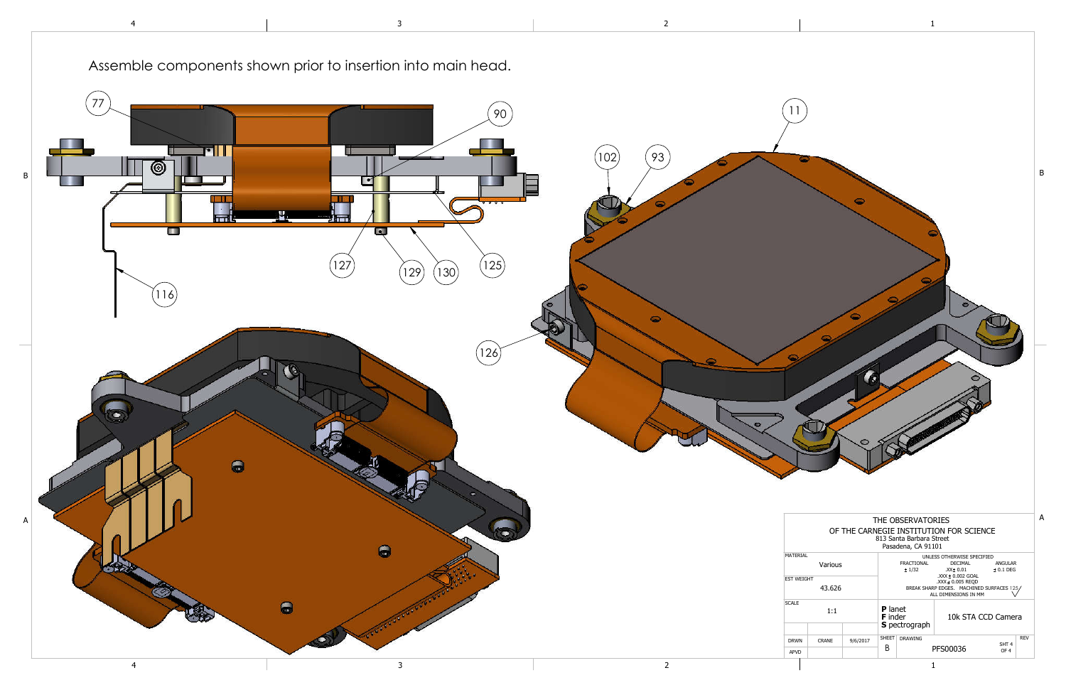Assemble components shown prior to insertion into main head.

77

90

11

102

93

127

129

130

125

116

126

| | | | | | |
|---|---|---|---|---|---|
| THE OBSERVATORIES OF THE CARNEGIE INSTITUTION FOR SCIENCE 813 Santa Barbara Street Pasadena, CA 91101 | | | | | |
| MATERIAL: Various | | UNLESS OTHERWISE SPECIFIED FRACTIONAL ± 1/32 DECIMAL .XX ± 0.01 .XXX ± 0.002 GOAL .XXX ± 0.005 REQD ANGULAR ± 0.1 DEG BREAK SHARP EDGES. MACHINED SURFACES 125 ALL DIMENSIONS IN MM | | | |
| EST WEIGHT: 43.626 | | | | | |
| SCALE: 1:1 | | **P** lanet **F** inder **S** pectrograph | 10k STA CCD Camera | | |
| DRWN | CRANE | 9/6/2017 | SHEET B | DRAWING PFS00036 | SHT 4 OF 4 | REV |
| APVD | | | | | |